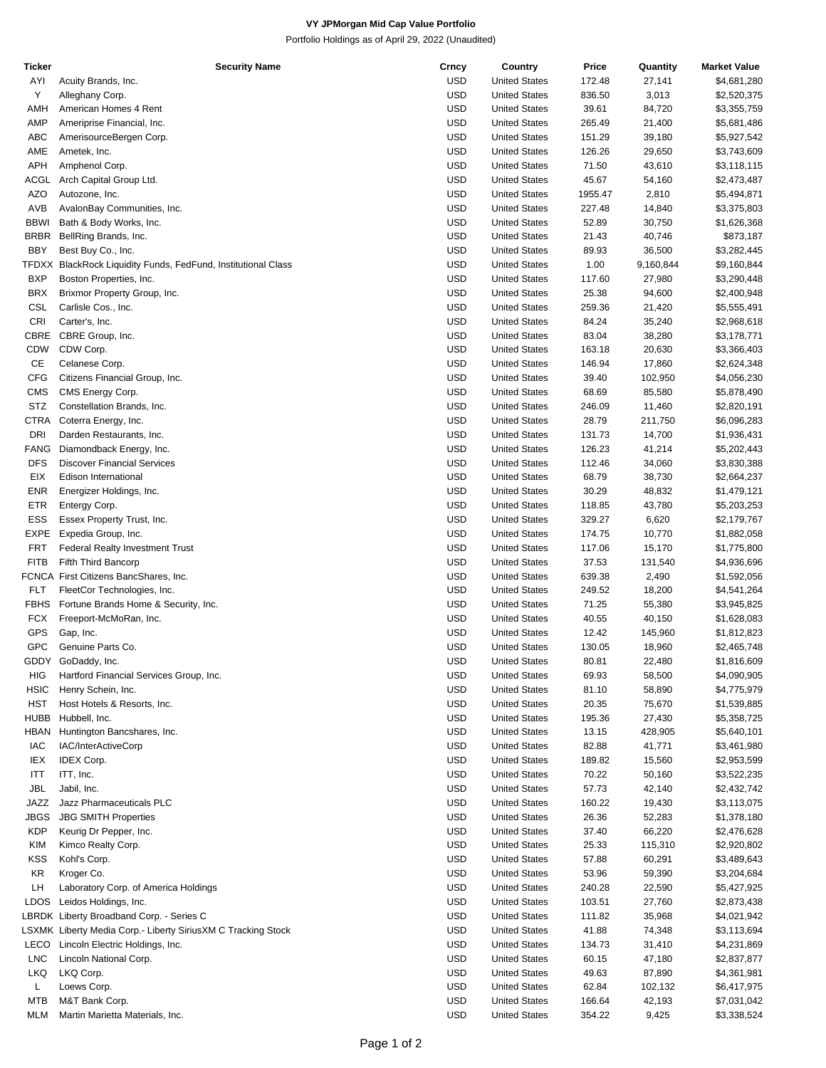**VY JPMorgan Mid Cap Value Portfolio**

Portfolio Holdings as of April 29, 2022 (Unaudited)

| Ticker | Security Name | Crncy | Country | Price | Quantity | Market Value |
|---|---|---|---|---|---|---|
| AYI | Acuity Brands, Inc. | USD | United States | 172.48 | 27,141 | $4,681,280 |
| Y | Alleghany Corp. | USD | United States | 836.50 | 3,013 | $2,520,375 |
| AMH | American Homes 4 Rent | USD | United States | 39.61 | 84,720 | $3,355,759 |
| AMP | Ameriprise Financial, Inc. | USD | United States | 265.49 | 21,400 | $5,681,486 |
| ABC | AmerisourceBergen Corp. | USD | United States | 151.29 | 39,180 | $5,927,542 |
| AME | Ametek, Inc. | USD | United States | 126.26 | 29,650 | $3,743,609 |
| APH | Amphenol Corp. | USD | United States | 71.50 | 43,610 | $3,118,115 |
| ACGL | Arch Capital Group Ltd. | USD | United States | 45.67 | 54,160 | $2,473,487 |
| AZO | Autozone, Inc. | USD | United States | 1955.47 | 2,810 | $5,494,871 |
| AVB | AvalonBay Communities, Inc. | USD | United States | 227.48 | 14,840 | $3,375,803 |
| BBWI | Bath & Body Works, Inc. | USD | United States | 52.89 | 30,750 | $1,626,368 |
| BRBR | BellRing Brands, Inc. | USD | United States | 21.43 | 40,746 | $873,187 |
| BBY | Best Buy Co., Inc. | USD | United States | 89.93 | 36,500 | $3,282,445 |
| TFDXX | BlackRock Liquidity Funds, FedFund, Institutional Class | USD | United States | 1.00 | 9,160,844 | $9,160,844 |
| BXP | Boston Properties, Inc. | USD | United States | 117.60 | 27,980 | $3,290,448 |
| BRX | Brixmor Property Group, Inc. | USD | United States | 25.38 | 94,600 | $2,400,948 |
| CSL | Carlisle Cos., Inc. | USD | United States | 259.36 | 21,420 | $5,555,491 |
| CRI | Carter's, Inc. | USD | United States | 84.24 | 35,240 | $2,968,618 |
| CBRE | CBRE Group, Inc. | USD | United States | 83.04 | 38,280 | $3,178,771 |
| CDW | CDW Corp. | USD | United States | 163.18 | 20,630 | $3,366,403 |
| CE | Celanese Corp. | USD | United States | 146.94 | 17,860 | $2,624,348 |
| CFG | Citizens Financial Group, Inc. | USD | United States | 39.40 | 102,950 | $4,056,230 |
| CMS | CMS Energy Corp. | USD | United States | 68.69 | 85,580 | $5,878,490 |
| STZ | Constellation Brands, Inc. | USD | United States | 246.09 | 11,460 | $2,820,191 |
| CTRA | Coterra Energy, Inc. | USD | United States | 28.79 | 211,750 | $6,096,283 |
| DRI | Darden Restaurants, Inc. | USD | United States | 131.73 | 14,700 | $1,936,431 |
| FANG | Diamondback Energy, Inc. | USD | United States | 126.23 | 41,214 | $5,202,443 |
| DFS | Discover Financial Services | USD | United States | 112.46 | 34,060 | $3,830,388 |
| EIX | Edison International | USD | United States | 68.79 | 38,730 | $2,664,237 |
| ENR | Energizer Holdings, Inc. | USD | United States | 30.29 | 48,832 | $1,479,121 |
| ETR | Entergy Corp. | USD | United States | 118.85 | 43,780 | $5,203,253 |
| ESS | Essex Property Trust, Inc. | USD | United States | 329.27 | 6,620 | $2,179,767 |
| EXPE | Expedia Group, Inc. | USD | United States | 174.75 | 10,770 | $1,882,058 |
| FRT | Federal Realty Investment Trust | USD | United States | 117.06 | 15,170 | $1,775,800 |
| FITB | Fifth Third Bancorp | USD | United States | 37.53 | 131,540 | $4,936,696 |
| FCNCA | First Citizens BancShares, Inc. | USD | United States | 639.38 | 2,490 | $1,592,056 |
| FLT | FleetCor Technologies, Inc. | USD | United States | 249.52 | 18,200 | $4,541,264 |
| FBHS | Fortune Brands Home & Security, Inc. | USD | United States | 71.25 | 55,380 | $3,945,825 |
| FCX | Freeport-McMoRan, Inc. | USD | United States | 40.55 | 40,150 | $1,628,083 |
| GPS | Gap, Inc. | USD | United States | 12.42 | 145,960 | $1,812,823 |
| GPC | Genuine Parts Co. | USD | United States | 130.05 | 18,960 | $2,465,748 |
| GDDY | GoDaddy, Inc. | USD | United States | 80.81 | 22,480 | $1,816,609 |
| HIG | Hartford Financial Services Group, Inc. | USD | United States | 69.93 | 58,500 | $4,090,905 |
| HSIC | Henry Schein, Inc. | USD | United States | 81.10 | 58,890 | $4,775,979 |
| HST | Host Hotels & Resorts, Inc. | USD | United States | 20.35 | 75,670 | $1,539,885 |
| HUBB | Hubbell, Inc. | USD | United States | 195.36 | 27,430 | $5,358,725 |
| HBAN | Huntington Bancshares, Inc. | USD | United States | 13.15 | 428,905 | $5,640,101 |
| IAC | IAC/InterActiveCorp | USD | United States | 82.88 | 41,771 | $3,461,980 |
| IEX | IDEX Corp. | USD | United States | 189.82 | 15,560 | $2,953,599 |
| ITT | ITT, Inc. | USD | United States | 70.22 | 50,160 | $3,522,235 |
| JBL | Jabil, Inc. | USD | United States | 57.73 | 42,140 | $2,432,742 |
| JAZZ | Jazz Pharmaceuticals PLC | USD | United States | 160.22 | 19,430 | $3,113,075 |
| JBGS | JBG SMITH Properties | USD | United States | 26.36 | 52,283 | $1,378,180 |
| KDP | Keurig Dr Pepper, Inc. | USD | United States | 37.40 | 66,220 | $2,476,628 |
| KIM | Kimco Realty Corp. | USD | United States | 25.33 | 115,310 | $2,920,802 |
| KSS | Kohl's Corp. | USD | United States | 57.88 | 60,291 | $3,489,643 |
| KR | Kroger Co. | USD | United States | 53.96 | 59,390 | $3,204,684 |
| LH | Laboratory Corp. of America Holdings | USD | United States | 240.28 | 22,590 | $5,427,925 |
| LDOS | Leidos Holdings, Inc. | USD | United States | 103.51 | 27,760 | $2,873,438 |
| LBRDK | Liberty Broadband Corp. - Series C | USD | United States | 111.82 | 35,968 | $4,021,942 |
| LSXMK | Liberty Media Corp.- Liberty SiriusXM C Tracking Stock | USD | United States | 41.88 | 74,348 | $3,113,694 |
| LECO | Lincoln Electric Holdings, Inc. | USD | United States | 134.73 | 31,410 | $4,231,869 |
| LNC | Lincoln National Corp. | USD | United States | 60.15 | 47,180 | $2,837,877 |
| LKQ | LKQ Corp. | USD | United States | 49.63 | 87,890 | $4,361,981 |
| L | Loews Corp. | USD | United States | 62.84 | 102,132 | $6,417,975 |
| MTB | M&T Bank Corp. | USD | United States | 166.64 | 42,193 | $7,031,042 |
| MLM | Martin Marietta Materials, Inc. | USD | United States | 354.22 | 9,425 | $3,338,524 |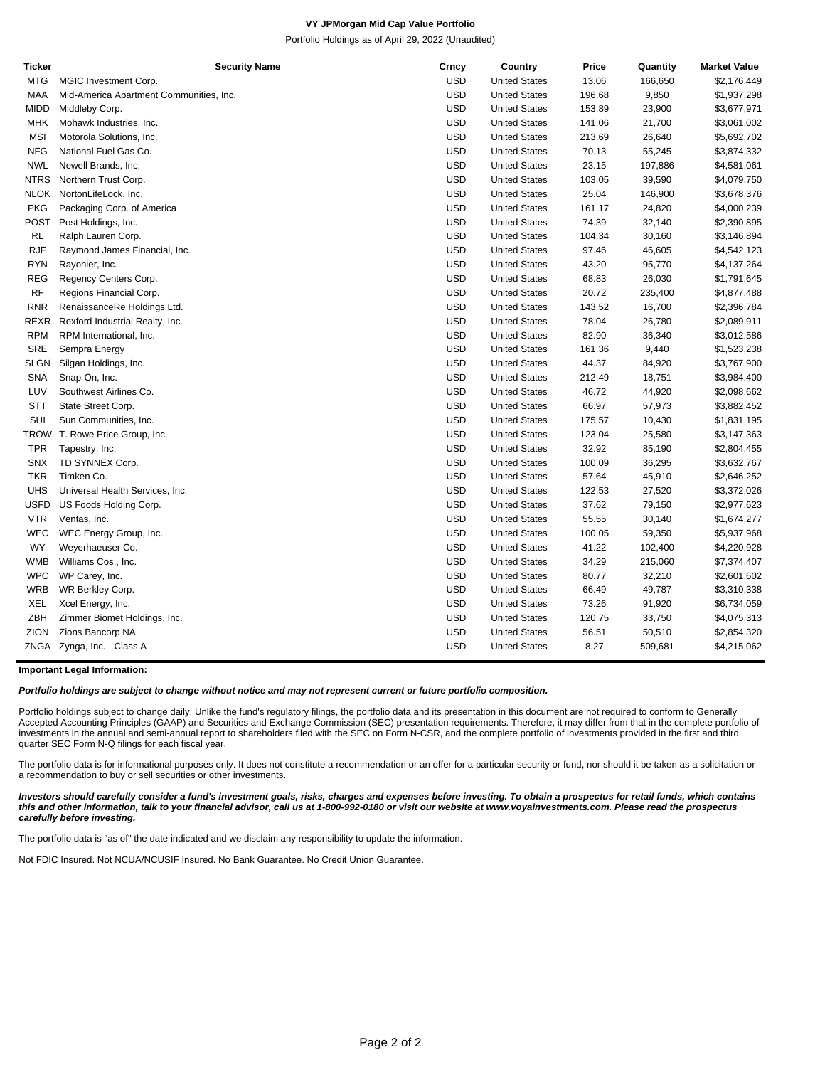# VY JPMorgan Mid Cap Value Portfolio

Portfolio Holdings as of April 29, 2022 (Unaudited)

| Ticker | Security Name | Crncy | Country | Price | Quantity | Market Value |
|---|---|---|---|---|---|---|
| MTG | MGIC Investment Corp. | USD | United States | 13.06 | 166,650 | $2,176,449 |
| MAA | Mid-America Apartment Communities, Inc. | USD | United States | 196.68 | 9,850 | $1,937,298 |
| MIDD | Middleby Corp. | USD | United States | 153.89 | 23,900 | $3,677,971 |
| MHK | Mohawk Industries, Inc. | USD | United States | 141.06 | 21,700 | $3,061,002 |
| MSI | Motorola Solutions, Inc. | USD | United States | 213.69 | 26,640 | $5,692,702 |
| NFG | National Fuel Gas Co. | USD | United States | 70.13 | 55,245 | $3,874,332 |
| NWL | Newell Brands, Inc. | USD | United States | 23.15 | 197,886 | $4,581,061 |
| NTRS | Northern Trust Corp. | USD | United States | 103.05 | 39,590 | $4,079,750 |
| NLOK | NortonLifeLock, Inc. | USD | United States | 25.04 | 146,900 | $3,678,376 |
| PKG | Packaging Corp. of America | USD | United States | 161.17 | 24,820 | $4,000,239 |
| POST | Post Holdings, Inc. | USD | United States | 74.39 | 32,140 | $2,390,895 |
| RL | Ralph Lauren Corp. | USD | United States | 104.34 | 30,160 | $3,146,894 |
| RJF | Raymond James Financial, Inc. | USD | United States | 97.46 | 46,605 | $4,542,123 |
| RYN | Rayonier, Inc. | USD | United States | 43.20 | 95,770 | $4,137,264 |
| REG | Regency Centers Corp. | USD | United States | 68.83 | 26,030 | $1,791,645 |
| RF | Regions Financial Corp. | USD | United States | 20.72 | 235,400 | $4,877,488 |
| RNR | RenaissanceRe Holdings Ltd. | USD | United States | 143.52 | 16,700 | $2,396,784 |
| REXR | Rexford Industrial Realty, Inc. | USD | United States | 78.04 | 26,780 | $2,089,911 |
| RPM | RPM International, Inc. | USD | United States | 82.90 | 36,340 | $3,012,586 |
| SRE | Sempra Energy | USD | United States | 161.36 | 9,440 | $1,523,238 |
| SLGN | Silgan Holdings, Inc. | USD | United States | 44.37 | 84,920 | $3,767,900 |
| SNA | Snap-On, Inc. | USD | United States | 212.49 | 18,751 | $3,984,400 |
| LUV | Southwest Airlines Co. | USD | United States | 46.72 | 44,920 | $2,098,662 |
| STT | State Street Corp. | USD | United States | 66.97 | 57,973 | $3,882,452 |
| SUI | Sun Communities, Inc. | USD | United States | 175.57 | 10,430 | $1,831,195 |
| TROW | T. Rowe Price Group, Inc. | USD | United States | 123.04 | 25,580 | $3,147,363 |
| TPR | Tapestry, Inc. | USD | United States | 32.92 | 85,190 | $2,804,455 |
| SNX | TD SYNNEX Corp. | USD | United States | 100.09 | 36,295 | $3,632,767 |
| TKR | Timken Co. | USD | United States | 57.64 | 45,910 | $2,646,252 |
| UHS | Universal Health Services, Inc. | USD | United States | 122.53 | 27,520 | $3,372,026 |
| USFD | US Foods Holding Corp. | USD | United States | 37.62 | 79,150 | $2,977,623 |
| VTR | Ventas, Inc. | USD | United States | 55.55 | 30,140 | $1,674,277 |
| WEC | WEC Energy Group, Inc. | USD | United States | 100.05 | 59,350 | $5,937,968 |
| WY | Weyerhaeuser Co. | USD | United States | 41.22 | 102,400 | $4,220,928 |
| WMB | Williams Cos., Inc. | USD | United States | 34.29 | 215,060 | $7,374,407 |
| WPC | WP Carey, Inc. | USD | United States | 80.77 | 32,210 | $2,601,602 |
| WRB | WR Berkley Corp. | USD | United States | 66.49 | 49,787 | $3,310,338 |
| XEL | Xcel Energy, Inc. | USD | United States | 73.26 | 91,920 | $6,734,059 |
| ZBH | Zimmer Biomet Holdings, Inc. | USD | United States | 120.75 | 33,750 | $4,075,313 |
| ZION | Zions Bancorp NA | USD | United States | 56.51 | 50,510 | $2,854,320 |
| ZNGA | Zynga, Inc. - Class A | USD | United States | 8.27 | 509,681 | $4,215,062 |

**Important Legal Information:**

***Portfolio holdings are subject to change without notice and may not represent current or future portfolio composition.***

Portfolio holdings subject to change daily. Unlike the fund's regulatory filings, the portfolio data and its presentation in this document are not required to conform to Generally Accepted Accounting Principles (GAAP) and Securities and Exchange Commission (SEC) presentation requirements. Therefore, it may differ from that in the complete portfolio of investments in the annual and semi-annual report to shareholders filed with the SEC on Form N-CSR, and the complete portfolio of investments provided in the first and third quarter SEC Form N-Q filings for each fiscal year.

The portfolio data is for informational purposes only. It does not constitute a recommendation or an offer for a particular security or fund, nor should it be taken as a solicitation or a recommendation to buy or sell securities or other investments.

***Investors should carefully consider a fund's investment goals, risks, charges and expenses before investing. To obtain a prospectus for retail funds, which contains this and other information, talk to your financial advisor, call us at 1-800-992-0180 or visit our website at www.voyainvestments.com. Please read the prospectus carefully before investing.***

The portfolio data is "as of" the date indicated and we disclaim any responsibility to update the information.

Not FDIC Insured. Not NCUA/NCUSIF Insured. No Bank Guarantee. No Credit Union Guarantee.